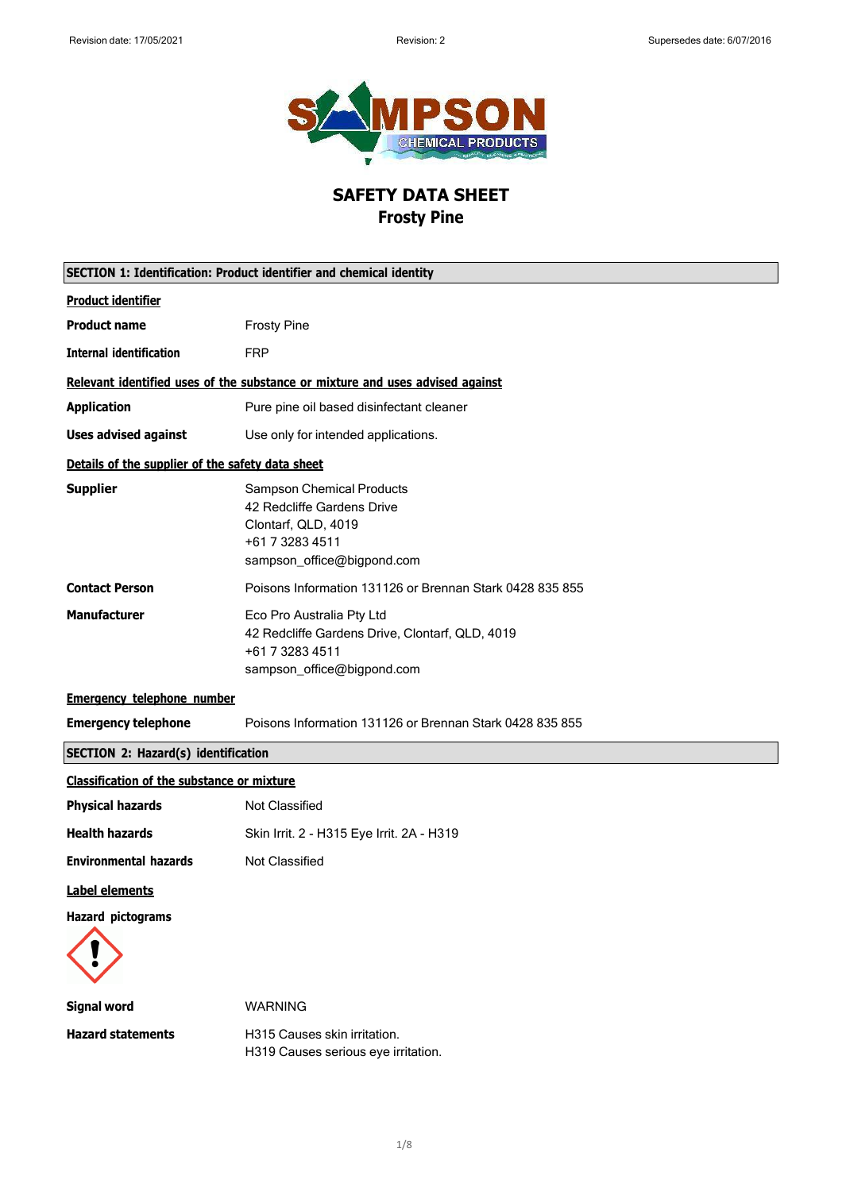# SAFETY DATA SHEET
## Frosty Pine

### SECTION 1: Identification: Product identifier and chemical identity

**Product identifier**

| | |
|---|---|
| **Product name** | Frosty Pine |
| **Internal identification** | FRP |

**Relevant identified uses of the substance or mixture and uses advised against**

| | |
|---|---|
| **Application** | Pure pine oil based disinfectant cleaner |
| **Uses advised against** | Use only for intended applications. |

**Details of the supplier of the safety data sheet**

| | |
|---|---|
| **Supplier** | Sampson Chemical Products<br>42 Redcliffe Gardens Drive<br>Clontarf, QLD, 4019<br>+61 7 3283 4511<br>sampson_office@bigpond.com |
| **Contact Person** | Poisons Information 131126 or Brennan Stark 0428 835 855 |
| **Manufacturer** | Eco Pro Australia Pty Ltd<br>42 Redcliffe Gardens Drive, Clontarf, QLD, 4019<br>+61 7 3283 4511<br>sampson_office@bigpond.com |

**Emergency telephone number**

| | |
|---|---|
| **Emergency telephone** | Poisons Information 131126 or Brennan Stark 0428 835 855 |

### SECTION 2: Hazard(s) identification

**Classification of the substance or mixture**

| | |
|---|---|
| **Physical hazards** | Not Classified |
| **Health hazards** | Skin Irrit. 2 - H315 Eye Irrit. 2A - H319 |
| **Environmental hazards** | Not Classified |

**Label elements**

**Hazard pictograms**

| | |
|---|---|
| **Signal word** | WARNING |
| **Hazard statements** | H315 Causes skin irritation.<br>H319 Causes serious eye irritation. |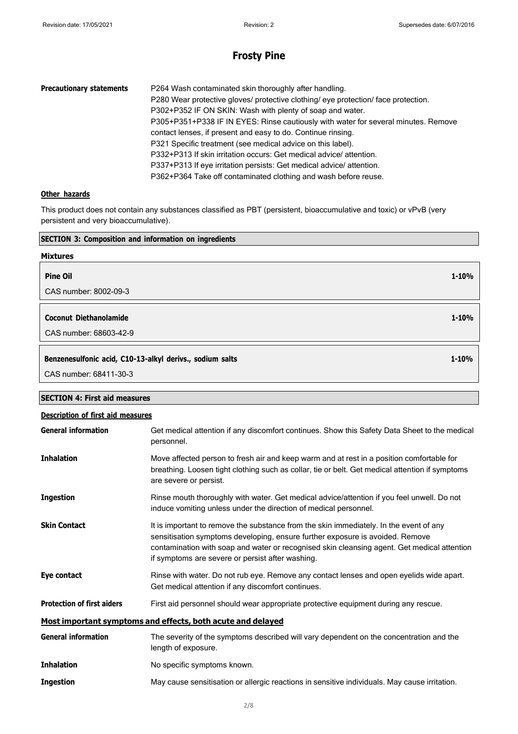| | |
|---|---|
| **Precautionary statements** | P264 Wash contaminated skin thoroughly after handling.<br>P280 Wear protective gloves/ protective clothing/ eye protection/ face protection.<br>P302+P352 IF ON SKIN: Wash with plenty of soap and water.<br>P305+P351+P338 IF IN EYES: Rinse cautiously with water for several minutes. Remove contact lenses, if present and easy to do. Continue rinsing.<br>P321 Specific treatment (see medical advice on this label).<br>P332+P313 If skin irritation occurs: Get medical advice/ attention.<br>P337+P313 If eye irritation persists: Get medical advice/ attention.<br>P362+P364 Take off contaminated clothing and wash before reuse. |

### Other hazards

This product does not contain any substances classified as PBT (persistent, bioaccumulative and toxic) or vPvB (very persistent and very bioaccumulative).

## SECTION 3: Composition and information on ingredients

### Mixtures

| | |
|---|---|
| **Pine Oil**<br>CAS number: 8002-09-3 | **1-10%** |
| **Coconut Diethanolamide**<br>CAS number: 68603-42-9 | **1-10%** |
| **Benzenesulfonic acid, C10-13-alkyl derivs., sodium salts**<br>CAS number: 68411-30-3 | **1-10%** |

## SECTION 4: First aid measures

### Description of first aid measures

| | |
|---|---|
| **General information** | Get medical attention if any discomfort continues. Show this Safety Data Sheet to the medical personnel. |
| **Inhalation** | Move affected person to fresh air and keep warm and at rest in a position comfortable for breathing. Loosen tight clothing such as collar, tie or belt. Get medical attention if symptoms are severe or persist. |
| **Ingestion** | Rinse mouth thoroughly with water. Get medical advice/attention if you feel unwell. Do not induce vomiting unless under the direction of medical personnel. |
| **Skin Contact** | It is important to remove the substance from the skin immediately. In the event of any sensitisation symptoms developing, ensure further exposure is avoided. Remove contamination with soap and water or recognised skin cleansing agent. Get medical attention if symptoms are severe or persist after washing. |
| **Eye contact** | Rinse with water. Do not rub eye. Remove any contact lenses and open eyelids wide apart. Get medical attention if any discomfort continues. |
| **Protection of first aiders** | First aid personnel should wear appropriate protective equipment during any rescue. |

### Most important symptoms and effects, both acute and delayed

| | |
|---|---|
| **General information** | The severity of the symptoms described will vary dependent on the concentration and the length of exposure. |
| **Inhalation** | No specific symptoms known. |
| **Ingestion** | May cause sensitisation or allergic reactions in sensitive individuals. May cause irritation. |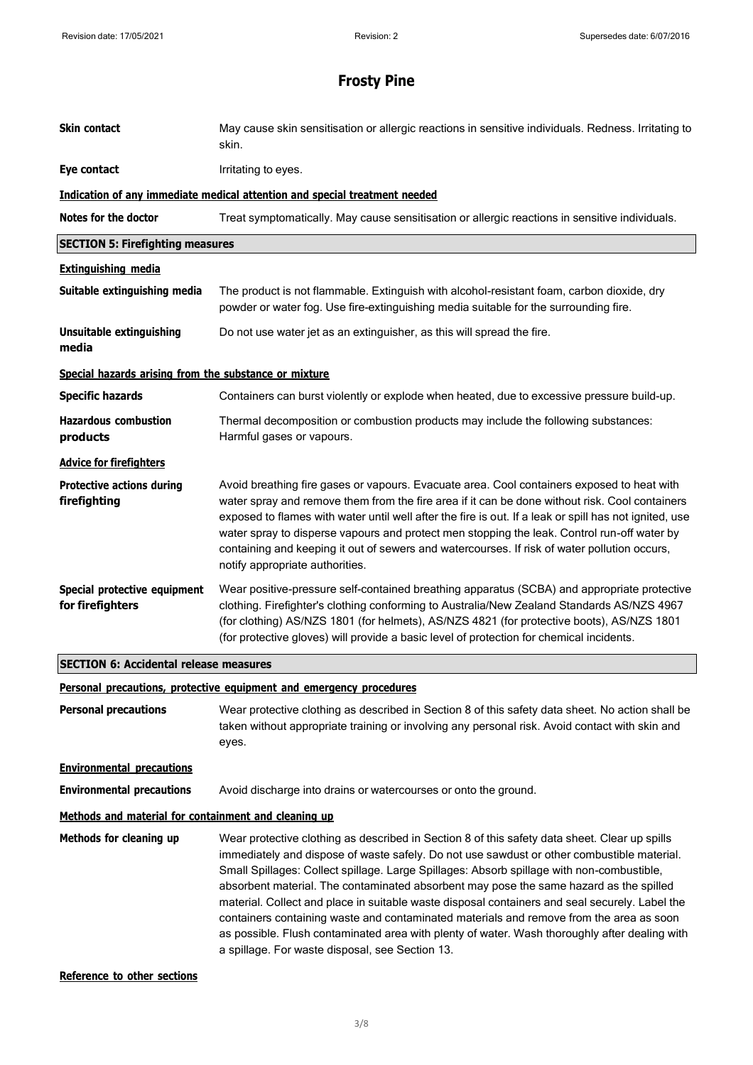# Frosty Pine

| | |
|---|---|
| **Skin contact** | May cause skin sensitisation or allergic reactions in sensitive individuals. Redness. Irritating to skin. |
| **Eye contact** | Irritating to eyes. |

**Indication of any immediate medical attention and special treatment needed**

| | |
|---|---|
| **Notes for the doctor** | Treat symptomatically. May cause sensitisation or allergic reactions in sensitive individuals. |

## SECTION 5: Firefighting measures

**Extinguishing media**

| | |
|---|---|
| **Suitable extinguishing media** | The product is not flammable. Extinguish with alcohol-resistant foam, carbon dioxide, dry powder or water fog. Use fire-extinguishing media suitable for the surrounding fire. |
| **Unsuitable extinguishing media** | Do not use water jet as an extinguisher, as this will spread the fire. |

**Special hazards arising from the substance or mixture**

| | |
|---|---|
| **Specific hazards** | Containers can burst violently or explode when heated, due to excessive pressure build-up. |
| **Hazardous combustion products** | Thermal decomposition or combustion products may include the following substances: Harmful gases or vapours. |

**Advice for firefighters**

| | |
|---|---|
| **Protective actions during firefighting** | Avoid breathing fire gases or vapours. Evacuate area. Cool containers exposed to heat with water spray and remove them from the fire area if it can be done without risk. Cool containers exposed to flames with water until well after the fire is out. If a leak or spill has not ignited, use water spray to disperse vapours and protect men stopping the leak. Control run-off water by containing and keeping it out of sewers and watercourses. If risk of water pollution occurs, notify appropriate authorities. |
| **Special protective equipment for firefighters** | Wear positive-pressure self-contained breathing apparatus (SCBA) and appropriate protective clothing. Firefighter's clothing conforming to Australia/New Zealand Standards AS/NZS 4967 (for clothing) AS/NZS 1801 (for helmets), AS/NZS 4821 (for protective boots), AS/NZS 1801 (for protective gloves) will provide a basic level of protection for chemical incidents. |

## SECTION 6: Accidental release measures

**Personal precautions, protective equipment and emergency procedures**

| | |
|---|---|
| **Personal precautions** | Wear protective clothing as described in Section 8 of this safety data sheet. No action shall be taken without appropriate training or involving any personal risk. Avoid contact with skin and eyes. |

**Environmental precautions**

| | |
|---|---|
| **Environmental precautions** | Avoid discharge into drains or watercourses or onto the ground. |

**Methods and material for containment and cleaning up**

| | |
|---|---|
| **Methods for cleaning up** | Wear protective clothing as described in Section 8 of this safety data sheet. Clear up spills immediately and dispose of waste safely. Do not use sawdust or other combustible material. Small Spillages: Collect spillage. Large Spillages: Absorb spillage with non-combustible, absorbent material. The contaminated absorbent may pose the same hazard as the spilled material. Collect and place in suitable waste disposal containers and seal securely. Label the containers containing waste and contaminated materials and remove from the area as soon as possible. Flush contaminated area with plenty of water. Wash thoroughly after dealing with a spillage. For waste disposal, see Section 13. |

**Reference to other sections**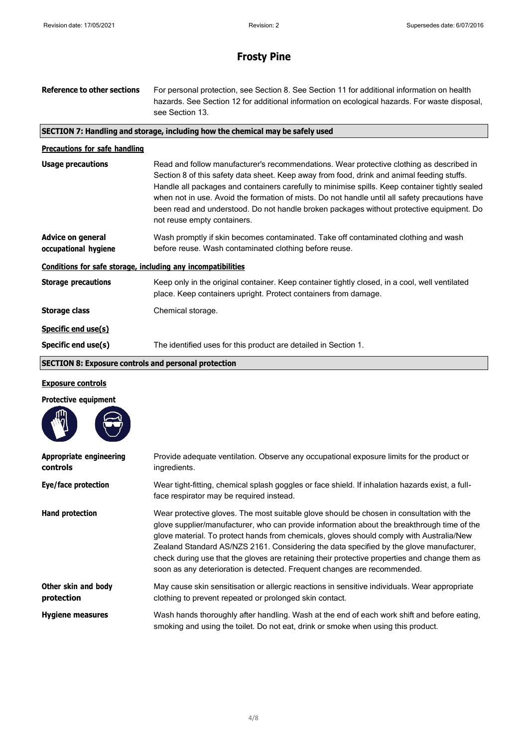# Frosty Pine

**Reference to other sections** For personal protection, see Section 8. See Section 11 for additional information on health hazards. See Section 12 for additional information on ecological hazards. For waste disposal, see Section 13.

## SECTION 7: Handling and storage, including how the chemical may be safely used

### Precautions for safe handling

**Usage precautions** Read and follow manufacturer's recommendations. Wear protective clothing as described in Section 8 of this safety data sheet. Keep away from food, drink and animal feeding stuffs. Handle all packages and containers carefully to minimise spills. Keep container tightly sealed when not in use. Avoid the formation of mists. Do not handle until all safety precautions have been read and understood. Do not handle broken packages without protective equipment. Do not reuse empty containers.

**Advice on general occupational hygiene** Wash promptly if skin becomes contaminated. Take off contaminated clothing and wash before reuse. Wash contaminated clothing before reuse.

### Conditions for safe storage, including any incompatibilities

**Storage precautions** Keep only in the original container. Keep container tightly closed, in a cool, well ventilated place. Keep containers upright. Protect containers from damage.

**Storage class** Chemical storage.

### Specific end use(s)

**Specific end use(s)** The identified uses for this product are detailed in Section 1.

## SECTION 8: Exposure controls and personal protection

### Exposure controls

**Protective equipment**

**Appropriate engineering controls** Provide adequate ventilation. Observe any occupational exposure limits for the product or ingredients.

**Eye/face protection** Wear tight-fitting, chemical splash goggles or face shield. If inhalation hazards exist, a full-face respirator may be required instead.

**Hand protection** Wear protective gloves. The most suitable glove should be chosen in consultation with the glove supplier/manufacturer, who can provide information about the breakthrough time of the glove material. To protect hands from chemicals, gloves should comply with Australia/New Zealand Standard AS/NZS 2161. Considering the data specified by the glove manufacturer, check during use that the gloves are retaining their protective properties and change them as soon as any deterioration is detected. Frequent changes are recommended.

**Other skin and body protection** May cause skin sensitisation or allergic reactions in sensitive individuals. Wear appropriate clothing to prevent repeated or prolonged skin contact.

**Hygiene measures** Wash hands thoroughly after handling. Wash at the end of each work shift and before eating, smoking and using the toilet. Do not eat, drink or smoke when using this product.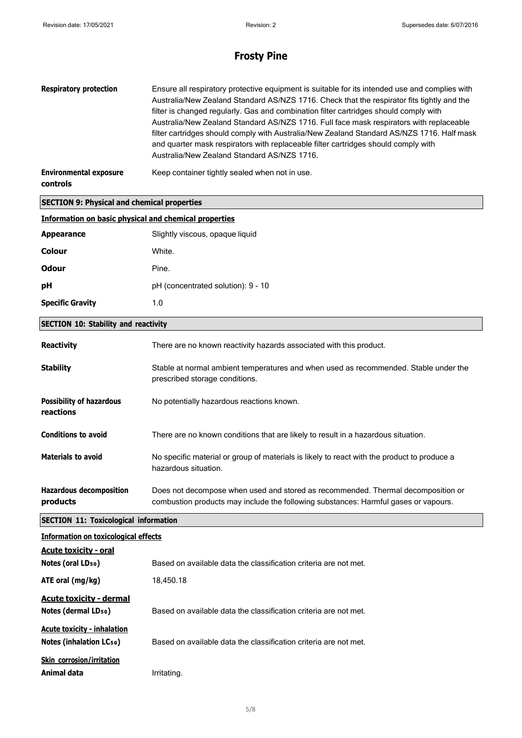# Frosty Pine

| | |
|---|---|
| **Respiratory protection** | Ensure all respiratory protective equipment is suitable for its intended use and complies with Australia/New Zealand Standard AS/NZS 1716. Check that the respirator fits tightly and the filter is changed regularly. Gas and combination filter cartridges should comply with Australia/New Zealand Standard AS/NZS 1716. Full face mask respirators with replaceable filter cartridges should comply with Australia/New Zealand Standard AS/NZS 1716. Half mask and quarter mask respirators with replaceable filter cartridges should comply with Australia/New Zealand Standard AS/NZS 1716. |
| **Environmental exposure controls** | Keep container tightly sealed when not in use. |

## SECTION 9: Physical and chemical properties

### Information on basic physical and chemical properties

| | |
|---|---|
| **Appearance** | Slightly viscous, opaque liquid |
| **Colour** | White. |
| **Odour** | Pine. |
| **pH** | pH (concentrated solution): 9 - 10 |
| **Specific Gravity** | 1.0 |

## SECTION 10: Stability and reactivity

| | |
|---|---|
| **Reactivity** | There are no known reactivity hazards associated with this product. |
| **Stability** | Stable at normal ambient temperatures and when used as recommended. Stable under the prescribed storage conditions. |
| **Possibility of hazardous reactions** | No potentially hazardous reactions known. |
| **Conditions to avoid** | There are no known conditions that are likely to result in a hazardous situation. |
| **Materials to avoid** | No specific material or group of materials is likely to react with the product to produce a hazardous situation. |
| **Hazardous decomposition products** | Does not decompose when used and stored as recommended. Thermal decomposition or combustion products may include the following substances: Harmful gases or vapours. |

## SECTION 11: Toxicological information

### Information on toxicological effects

**Acute toxicity - oral**

| | |
|---|---|
| **Notes (oral $LD_{50}$)** | Based on available data the classification criteria are not met. |
| **ATE oral (mg/kg)** | 18,450.18 |

**Acute toxicity - dermal**

| | |
|---|---|
| **Notes (dermal $LD_{50}$)** | Based on available data the classification criteria are not met. |

**Acute toxicity - inhalation**

| | |
|---|---|
| **Notes (inhalation $LC_{50}$)** | Based on available data the classification criteria are not met. |

**Skin corrosion/irritation**

| | |
|---|---|
| **Animal data** | Irritating. |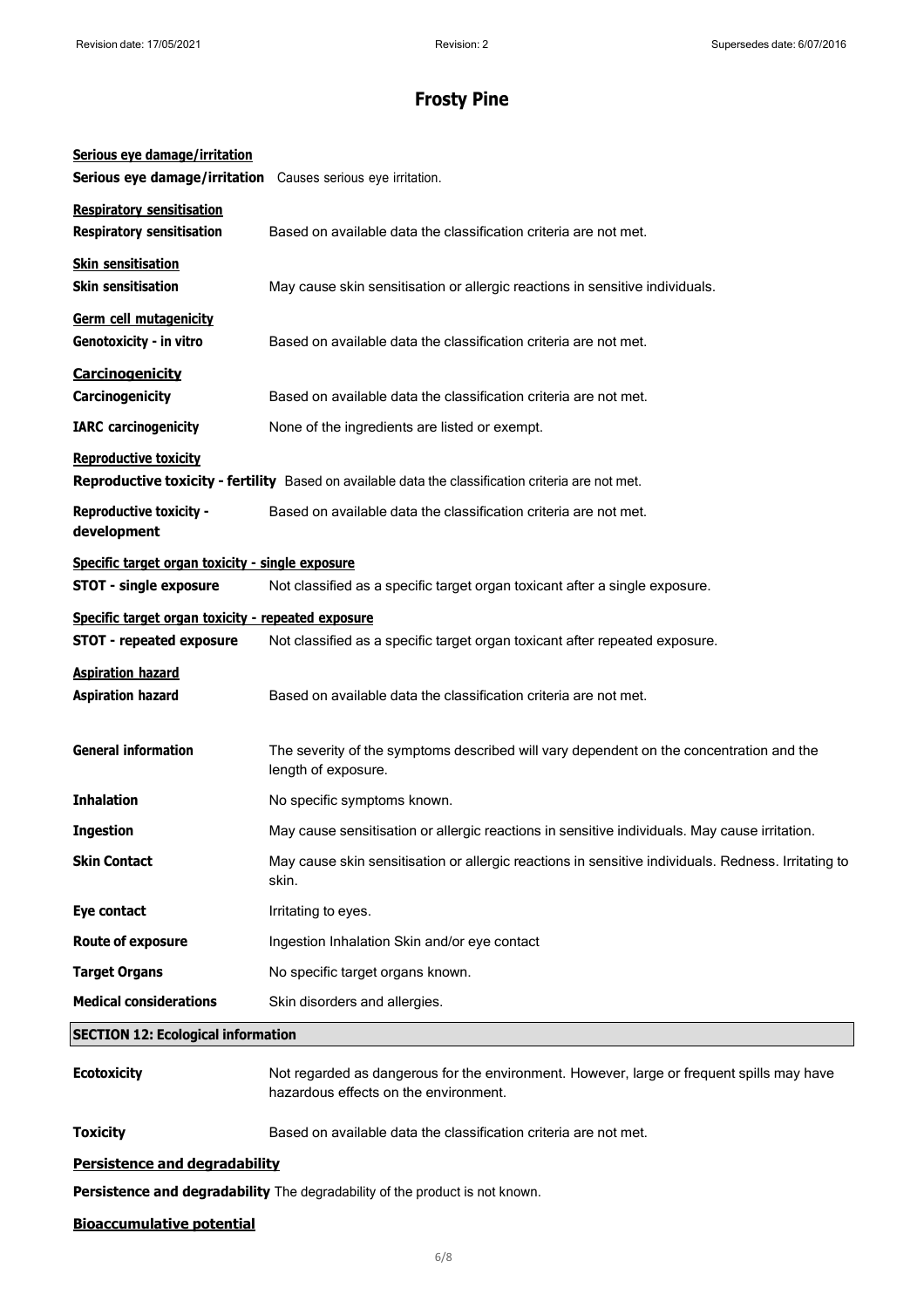# Frosty Pine

**Serious eye damage/irritation**

**Serious eye damage/irritation** Causes serious eye irritation.

**Respiratory sensitisation**

**Respiratory sensitisation** Based on available data the classification criteria are not met.

**Skin sensitisation**

**Skin sensitisation** May cause skin sensitisation or allergic reactions in sensitive individuals.

**Germ cell mutagenicity**

**Genotoxicity - in vitro** Based on available data the classification criteria are not met.

**Carcinogenicity**

**Carcinogenicity** Based on available data the classification criteria are not met.

**IARC carcinogenicity** None of the ingredients are listed or exempt.

**Reproductive toxicity**

**Reproductive toxicity - fertility** Based on available data the classification criteria are not met.

**Reproductive toxicity - development** Based on available data the classification criteria are not met.

**Specific target organ toxicity - single exposure**

**STOT - single exposure** Not classified as a specific target organ toxicant after a single exposure.

**Specific target organ toxicity - repeated exposure**

**STOT - repeated exposure** Not classified as a specific target organ toxicant after repeated exposure.

**Aspiration hazard**

**Aspiration hazard** Based on available data the classification criteria are not met.

**General information** The severity of the symptoms described will vary dependent on the concentration and the length of exposure.

**Inhalation** No specific symptoms known.

**Ingestion** May cause sensitisation or allergic reactions in sensitive individuals. May cause irritation.

**Skin Contact** May cause skin sensitisation or allergic reactions in sensitive individuals. Redness. Irritating to skin.

**Eye contact** Irritating to eyes.

**Route of exposure** Ingestion Inhalation Skin and/or eye contact

**Target Organs** No specific target organs known.

**Medical considerations** Skin disorders and allergies.

## SECTION 12: Ecological information

**Ecotoxicity** Not regarded as dangerous for the environment. However, large or frequent spills may have hazardous effects on the environment.

**Toxicity** Based on available data the classification criteria are not met.

**Persistence and degradability**

**Persistence and degradability** The degradability of the product is not known.

**Bioaccumulative potential**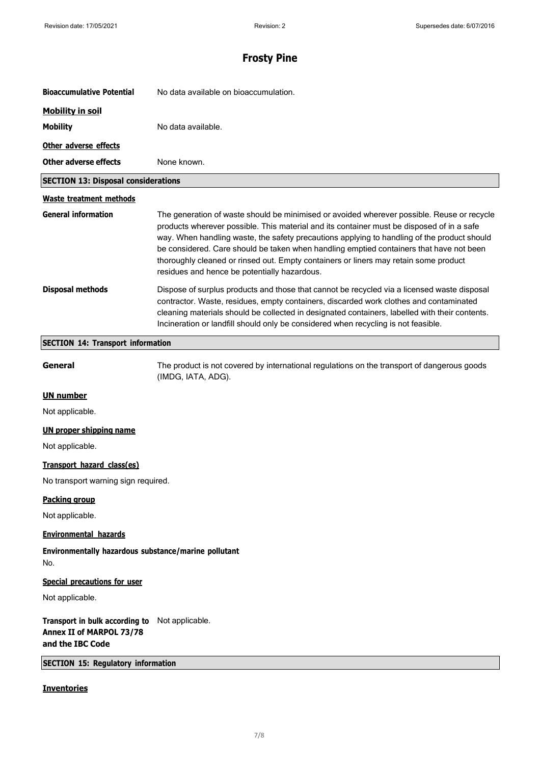**Bioaccumulative Potential** No data available on bioaccumulation.

**Mobility in soil**

**Mobility** No data available.

**Other adverse effects**

**Other adverse effects** None known.

## SECTION 13: Disposal considerations

**Waste treatment methods**

**General information** The generation of waste should be minimised or avoided wherever possible. Reuse or recycle products wherever possible. This material and its container must be disposed of in a safe way. When handling waste, the safety precautions applying to handling of the product should be considered. Care should be taken when handling emptied containers that have not been thoroughly cleaned or rinsed out. Empty containers or liners may retain some product residues and hence be potentially hazardous.

**Disposal methods** Dispose of surplus products and those that cannot be recycled via a licensed waste disposal contractor. Waste, residues, empty containers, discarded work clothes and contaminated cleaning materials should be collected in designated containers, labelled with their contents. Incineration or landfill should only be considered when recycling is not feasible.

## SECTION 14: Transport information

**General** The product is not covered by international regulations on the transport of dangerous goods (IMDG, IATA, ADG).

**UN number**

Not applicable.

**UN proper shipping name**

Not applicable.

**Transport hazard class(es)**

No transport warning sign required.

**Packing group**

Not applicable.

**Environmental hazards**

**Environmentally hazardous substance/marine pollutant**

No.

**Special precautions for user**

Not applicable.

**Transport in bulk according to Annex II of MARPOL 73/78 and the IBC Code** Not applicable.

## SECTION 15: Regulatory information

**Inventories**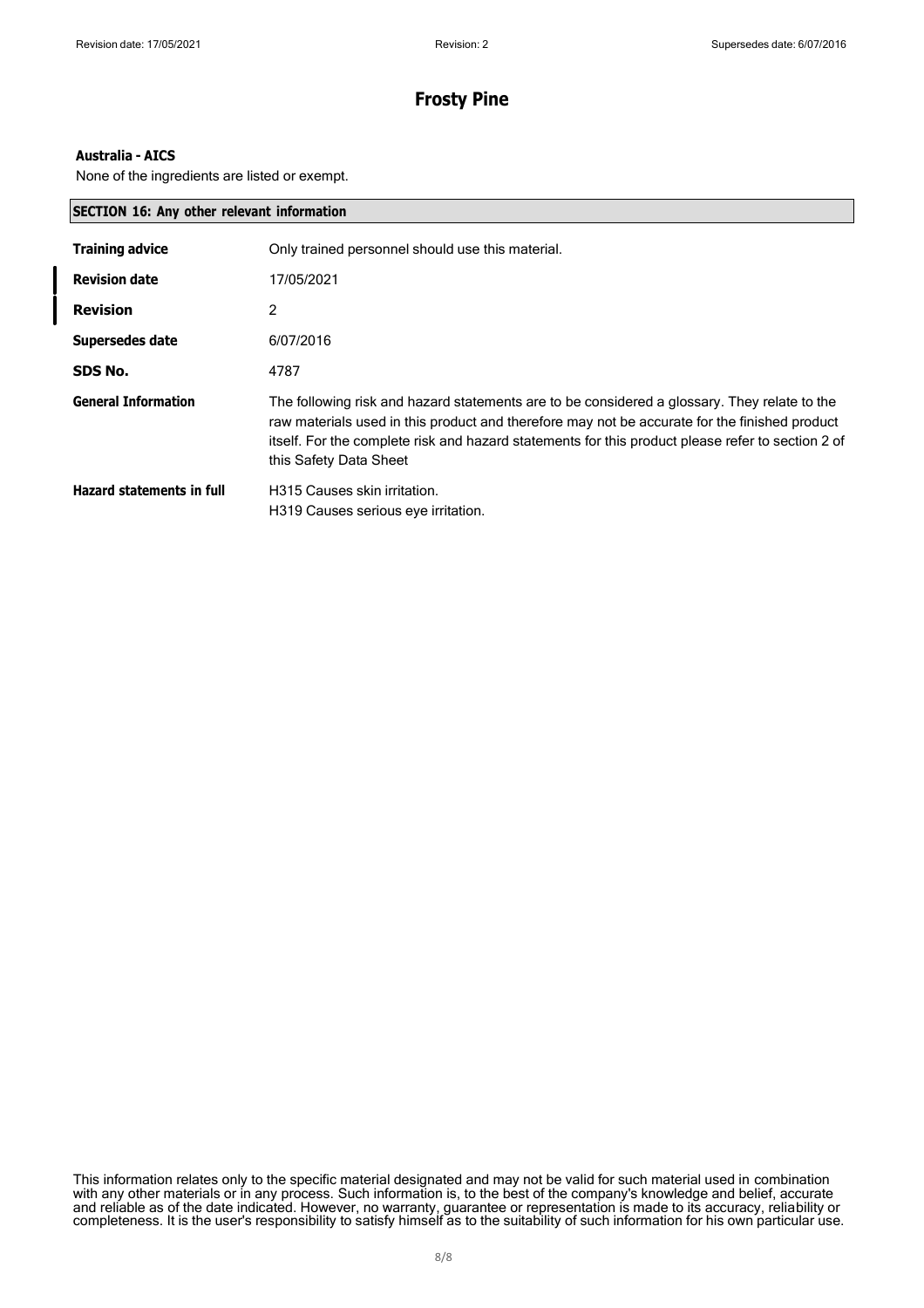**Australia - AICS**

None of the ingredients are listed or exempt.

## SECTION 16: Any other relevant information

| | |
|---|---|
| **Training advice** | Only trained personnel should use this material. |
| **Revision date** | 17/05/2021 |
| **Revision** | 2 |
| **Supersedes date** | 6/07/2016 |
| **SDS No.** | 4787 |
| **General Information** | The following risk and hazard statements are to be considered a glossary. They relate to the raw materials used in this product and therefore may not be accurate for the finished product itself. For the complete risk and hazard statements for this product please refer to section 2 of this Safety Data Sheet |
| **Hazard statements in full** | H315 Causes skin irritation.<br>H319 Causes serious eye irritation. |

This information relates only to the specific material designated and may not be valid for such material used in combination with any other materials or in any process. Such information is, to the best of the company's knowledge and belief, accurate and reliable as of the date indicated. However, no warranty, guarantee or representation is made to its accuracy, reliability or completeness. It is the user's responsibility to satisfy himself as to the suitability of such information for his own particular use.